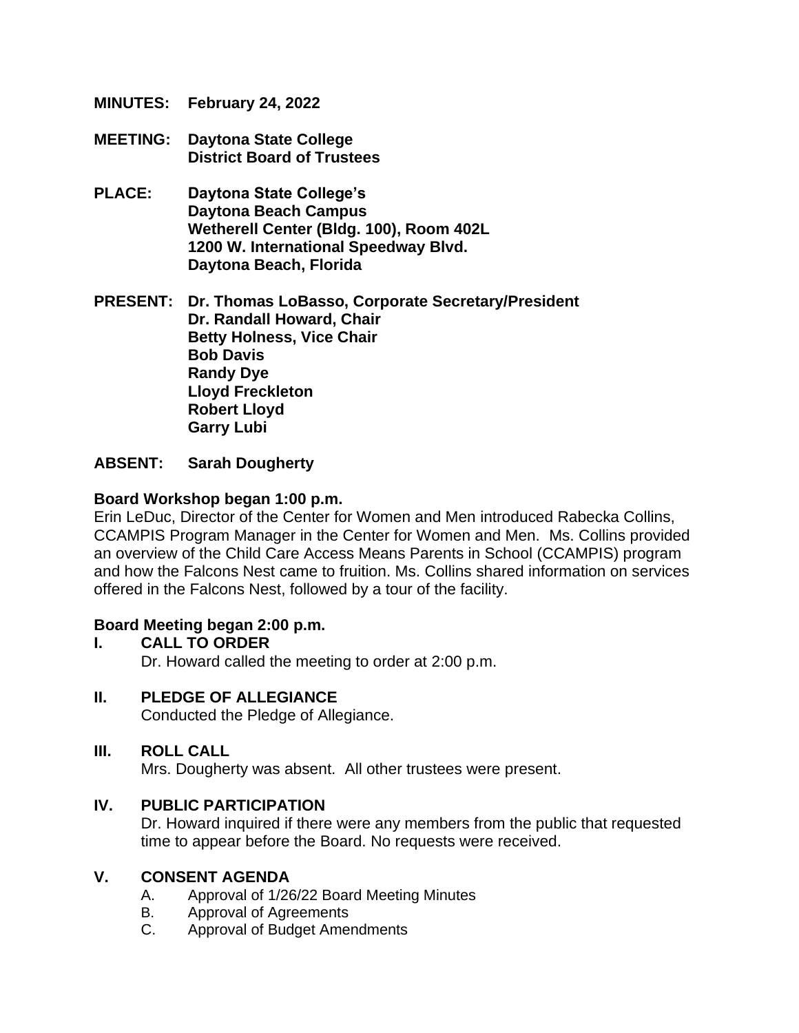**MINUTES:** **February 24, 2022**

**MEETING:** **Daytona State College**
**District Board of Trustees**

**PLACE:** **Daytona State College's**
**Daytona Beach Campus**
**Wetherell Center (Bldg. 100), Room 402L**
**1200 W. International Speedway Blvd.**
**Daytona Beach, Florida**

**PRESENT:** **Dr. Thomas LoBasso, Corporate Secretary/President**
**Dr. Randall Howard, Chair**
**Betty Holness, Vice Chair**
**Bob Davis**
**Randy Dye**
**Lloyd Freckleton**
**Robert Lloyd**
**Garry Lubi**

**ABSENT:** **Sarah Dougherty**

**Board Workshop began 1:00 p.m.**

Erin LeDuc, Director of the Center for Women and Men introduced Rabecka Collins, CCAMPIS Program Manager in the Center for Women and Men. Ms. Collins provided an overview of the Child Care Access Means Parents in School (CCAMPIS) program and how the Falcons Nest came to fruition. Ms. Collins shared information on services offered in the Falcons Nest, followed by a tour of the facility.

**Board Meeting began 2:00 p.m.**

## I. CALL TO ORDER

Dr. Howard called the meeting to order at 2:00 p.m.

## II. PLEDGE OF ALLEGIANCE

Conducted the Pledge of Allegiance.

## III. ROLL CALL

Mrs. Dougherty was absent. All other trustees were present.

## IV. PUBLIC PARTICIPATION

Dr. Howard inquired if there were any members from the public that requested time to appear before the Board. No requests were received.

## V. CONSENT AGENDA

A. Approval of 1/26/22 Board Meeting Minutes
B. Approval of Agreements
C. Approval of Budget Amendments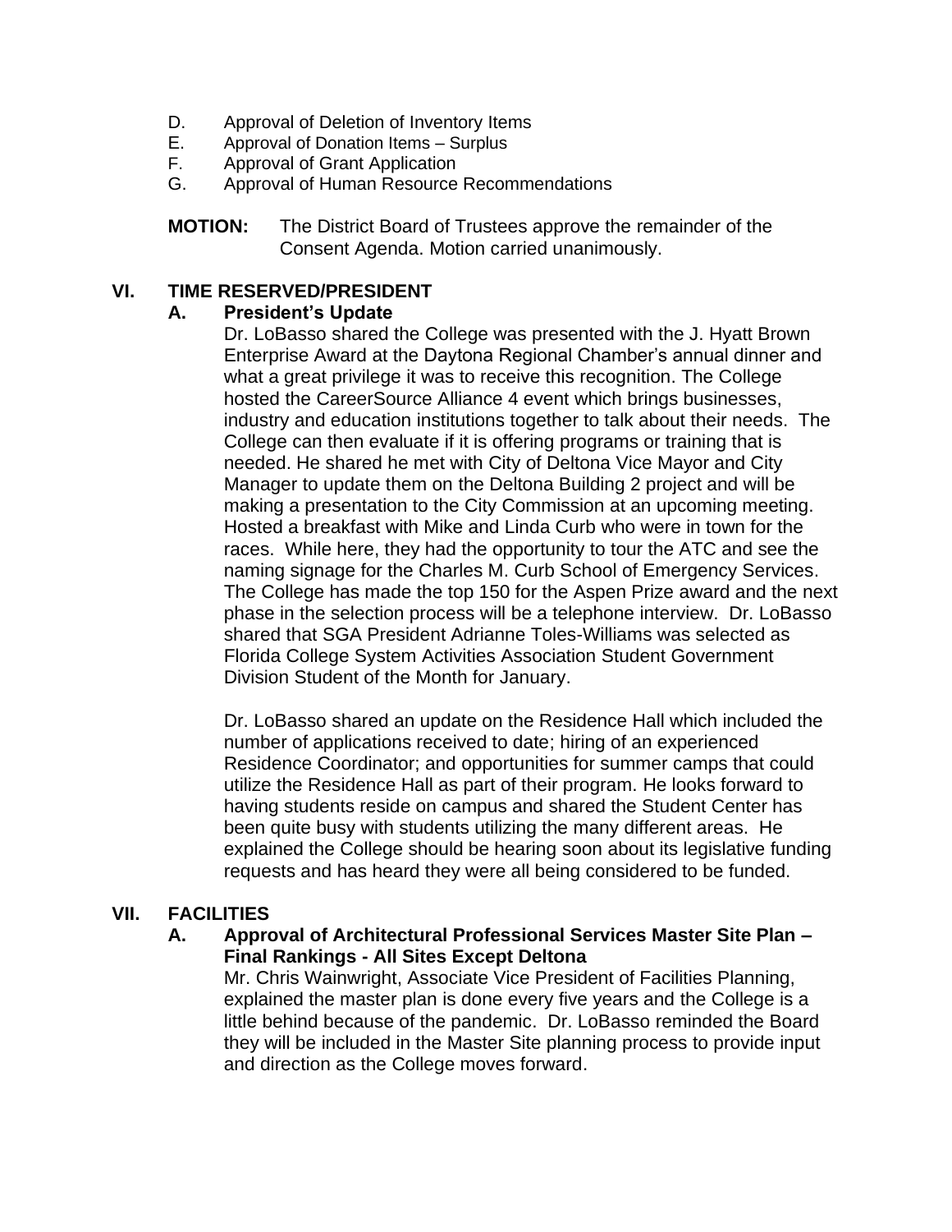D. Approval of Deletion of Inventory Items
E. Approval of Donation Items – Surplus
F. Approval of Grant Application
G. Approval of Human Resource Recommendations

**MOTION:** The District Board of Trustees approve the remainder of the Consent Agenda. Motion carried unanimously.

## VI. TIME RESERVED/PRESIDENT

### A. President's Update

Dr. LoBasso shared the College was presented with the J. Hyatt Brown Enterprise Award at the Daytona Regional Chamber's annual dinner and what a great privilege it was to receive this recognition. The College hosted the CareerSource Alliance 4 event which brings businesses, industry and education institutions together to talk about their needs. The College can then evaluate if it is offering programs or training that is needed. He shared he met with City of Deltona Vice Mayor and City Manager to update them on the Deltona Building 2 project and will be making a presentation to the City Commission at an upcoming meeting. Hosted a breakfast with Mike and Linda Curb who were in town for the races. While here, they had the opportunity to tour the ATC and see the naming signage for the Charles M. Curb School of Emergency Services. The College has made the top 150 for the Aspen Prize award and the next phase in the selection process will be a telephone interview. Dr. LoBasso shared that SGA President Adrianne Toles-Williams was selected as Florida College System Activities Association Student Government Division Student of the Month for January.

Dr. LoBasso shared an update on the Residence Hall which included the number of applications received to date; hiring of an experienced Residence Coordinator; and opportunities for summer camps that could utilize the Residence Hall as part of their program. He looks forward to having students reside on campus and shared the Student Center has been quite busy with students utilizing the many different areas. He explained the College should be hearing soon about its legislative funding requests and has heard they were all being considered to be funded.

## VII. FACILITIES

### A. Approval of Architectural Professional Services Master Site Plan – Final Rankings - All Sites Except Deltona

Mr. Chris Wainwright, Associate Vice President of Facilities Planning, explained the master plan is done every five years and the College is a little behind because of the pandemic. Dr. LoBasso reminded the Board they will be included in the Master Site planning process to provide input and direction as the College moves forward.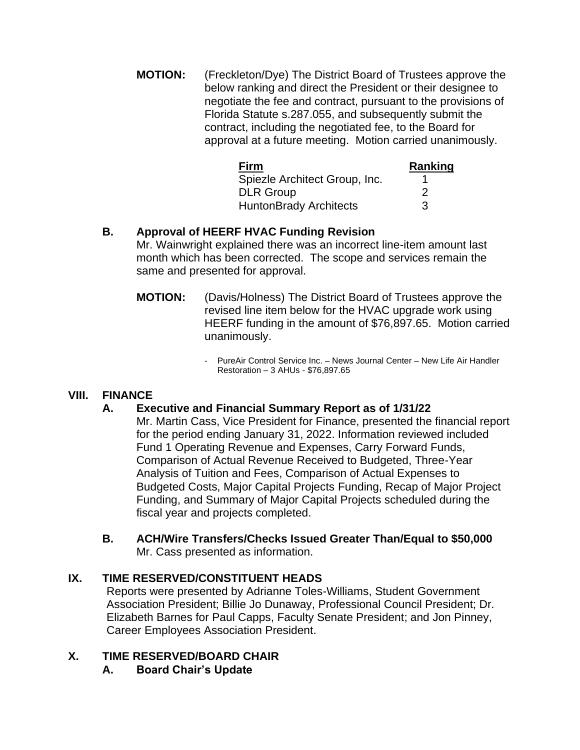**MOTION:** (Freckleton/Dye) The District Board of Trustees approve the below ranking and direct the President or their designee to negotiate the fee and contract, pursuant to the provisions of Florida Statute s.287.055, and subsequently submit the contract, including the negotiated fee, to the Board for approval at a future meeting. Motion carried unanimously.

| Firm | Ranking |
|---|---|
| Spiezle Architect Group, Inc. | 1 |
| DLR Group | 2 |
| HuntonBrady Architects | 3 |

### B. Approval of HEERF HVAC Funding Revision

Mr. Wainwright explained there was an incorrect line-item amount last month which has been corrected. The scope and services remain the same and presented for approval.

**MOTION:** (Davis/Holness) The District Board of Trustees approve the revised line item below for the HVAC upgrade work using HEERF funding in the amount of $76,897.65. Motion carried unanimously.

- PureAir Control Service Inc. – News Journal Center – New Life Air Handler Restoration – 3 AHUs - $76,897.65

## VIII. FINANCE

### A. Executive and Financial Summary Report as of 1/31/22

Mr. Martin Cass, Vice President for Finance, presented the financial report for the period ending January 31, 2022. Information reviewed included Fund 1 Operating Revenue and Expenses, Carry Forward Funds, Comparison of Actual Revenue Received to Budgeted, Three-Year Analysis of Tuition and Fees, Comparison of Actual Expenses to Budgeted Costs, Major Capital Projects Funding, Recap of Major Project Funding, and Summary of Major Capital Projects scheduled during the fiscal year and projects completed.

### B. ACH/Wire Transfers/Checks Issued Greater Than/Equal to $50,000

Mr. Cass presented as information.

## IX. TIME RESERVED/CONSTITUENT HEADS

Reports were presented by Adrianne Toles-Williams, Student Government Association President; Billie Jo Dunaway, Professional Council President; Dr. Elizabeth Barnes for Paul Capps, Faculty Senate President; and Jon Pinney, Career Employees Association President.

## X. TIME RESERVED/BOARD CHAIR

### A. Board Chair's Update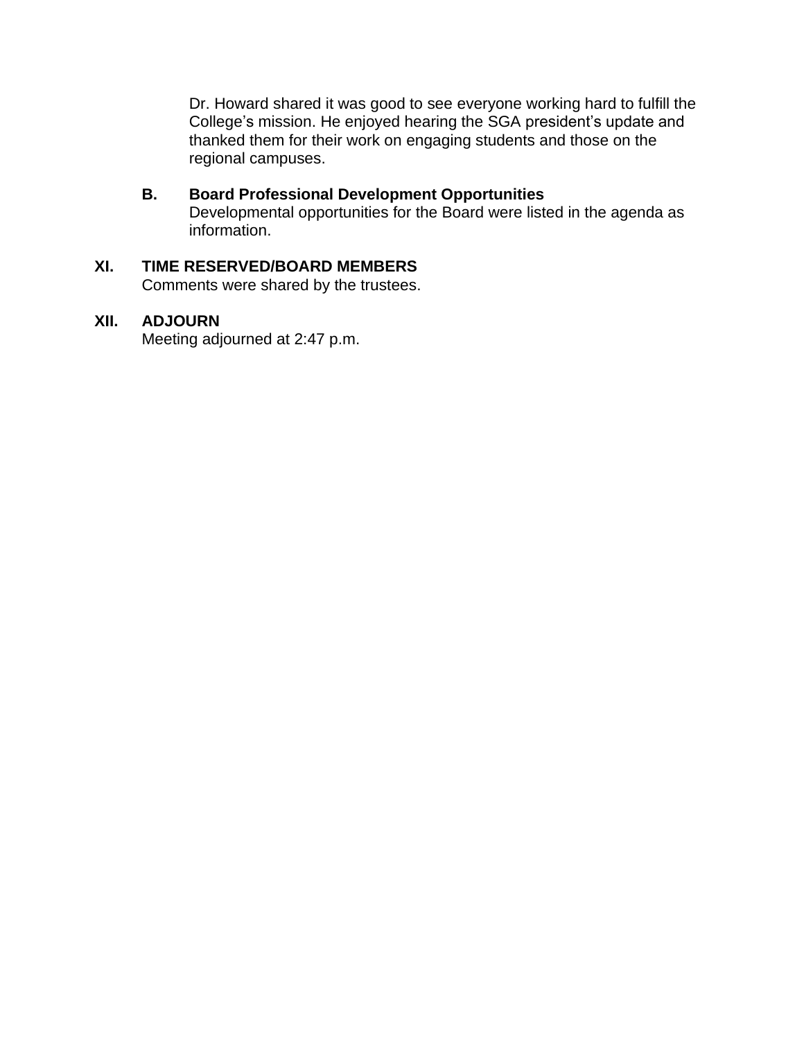Dr. Howard shared it was good to see everyone working hard to fulfill the College's mission. He enjoyed hearing the SGA president's update and thanked them for their work on engaging students and those on the regional campuses.

**B. Board Professional Development Opportunities**

Developmental opportunities for the Board were listed in the agenda as information.

## XI. TIME RESERVED/BOARD MEMBERS

Comments were shared by the trustees.

## XII. ADJOURN

Meeting adjourned at 2:47 p.m.